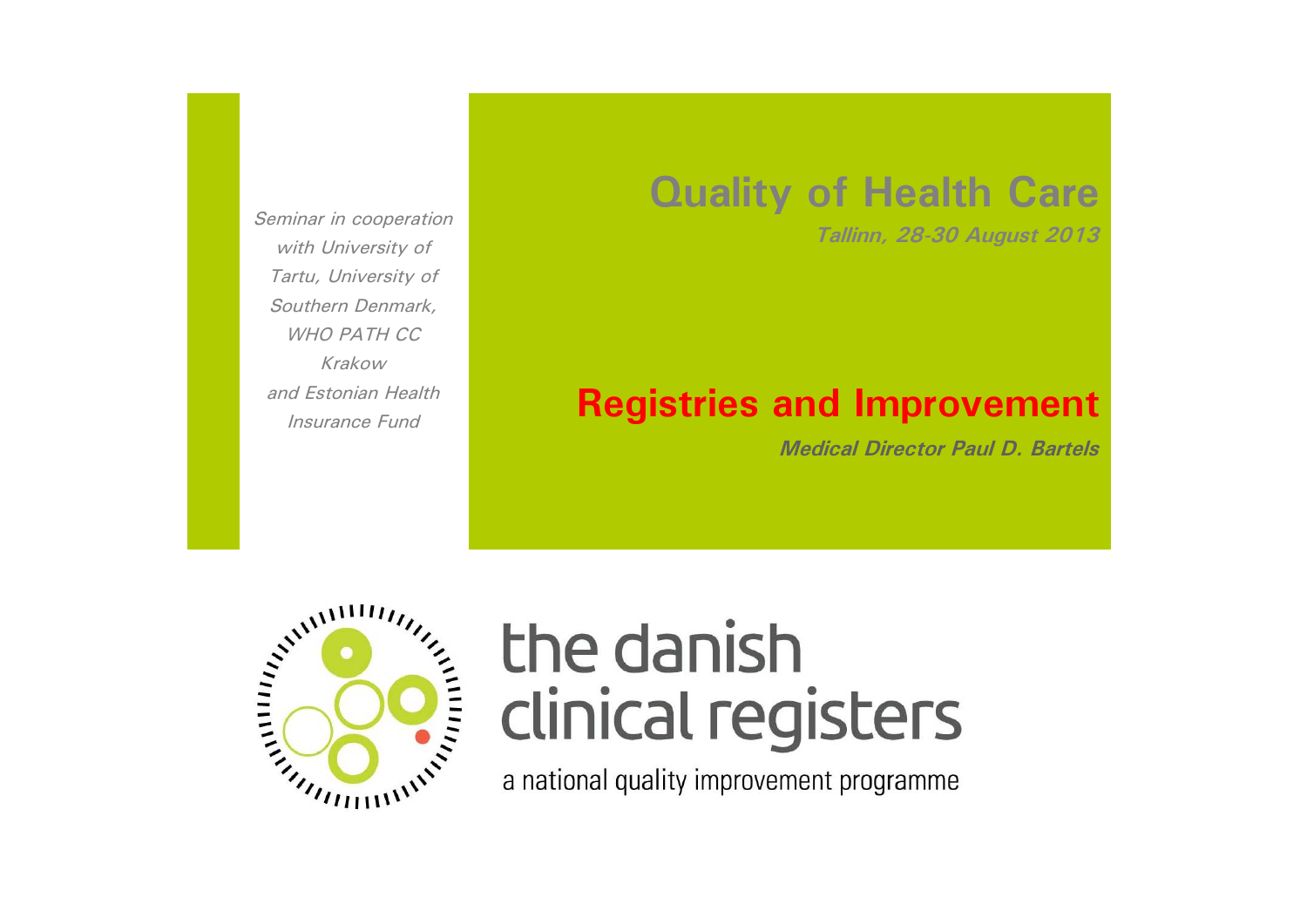*Seminar in cooperation with University of Tartu, University of Southern Denmark, WHO PATH CC Krakow and Estonian Health Insurance Fund*

# Quality of Health Care

***Tallinn, 28-30 August 2013***

# Registries and Improvement

***Medical Director Paul D. Bartels***

the danish clinical registers

a national quality improvement programme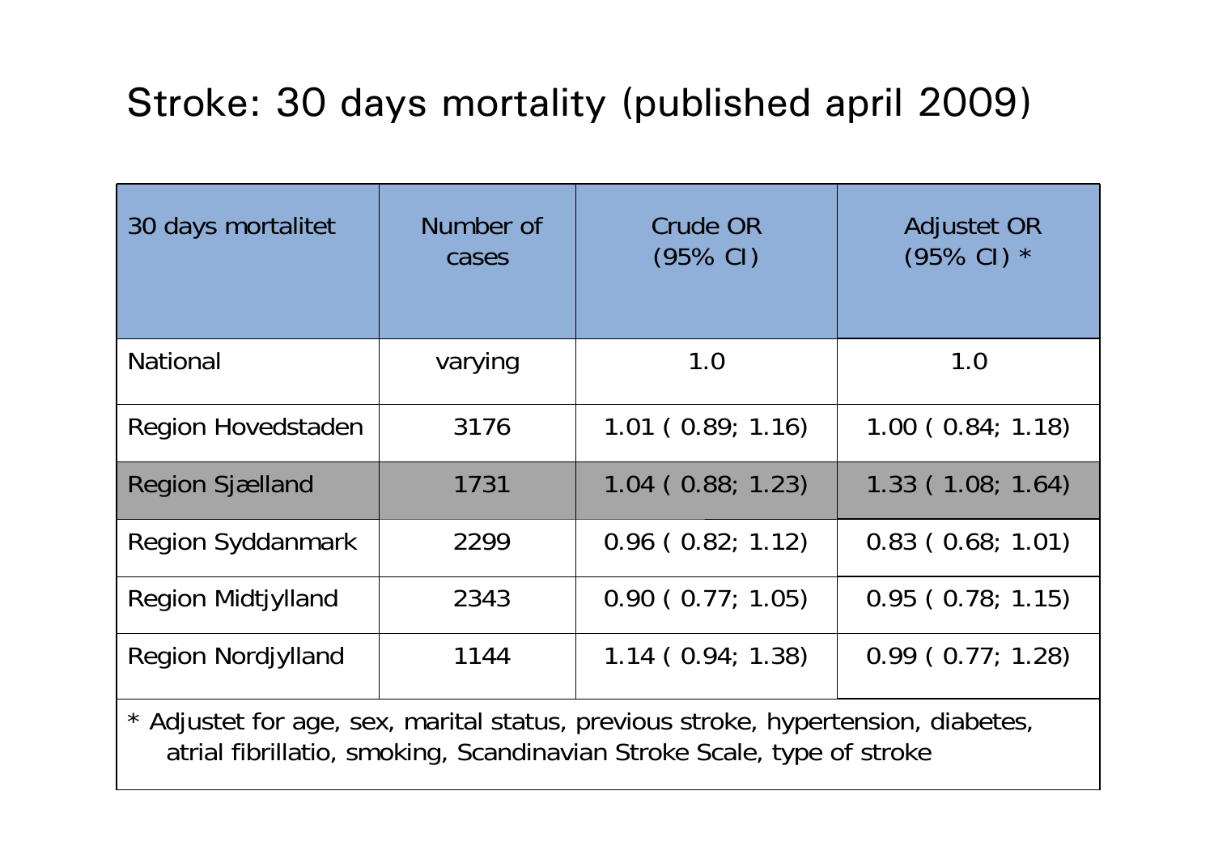# Stroke: 30 days mortality (published april 2009)

| 30 days mortalitet | Number of cases | Crude OR (95% CI) | Adjustet OR (95% CI) * |
|---|---|---|---|
| National | varying | 1.0 | 1.0 |
| Region Hovedstaden | 3176 | 1.01 ( 0.89; 1.16) | 1.00 ( 0.84; 1.18) |
| Region Sjælland | 1731 | 1.04 ( 0.88; 1.23) | 1.33 ( 1.08; 1.64) |
| Region Syddanmark | 2299 | 0.96 ( 0.82; 1.12) | 0.83 ( 0.68; 1.01) |
| Region Midtjylland | 2343 | 0.90 ( 0.77; 1.05) | 0.95 ( 0.78; 1.15) |
| Region Nordjylland | 1144 | 1.14 ( 0.94; 1.38) | 0.99 ( 0.77; 1.28) |

* Adjustet for age, sex, marital status, previous stroke, hypertension, diabetes, atrial fibrillatio, smoking, Scandinavian Stroke Scale, type of stroke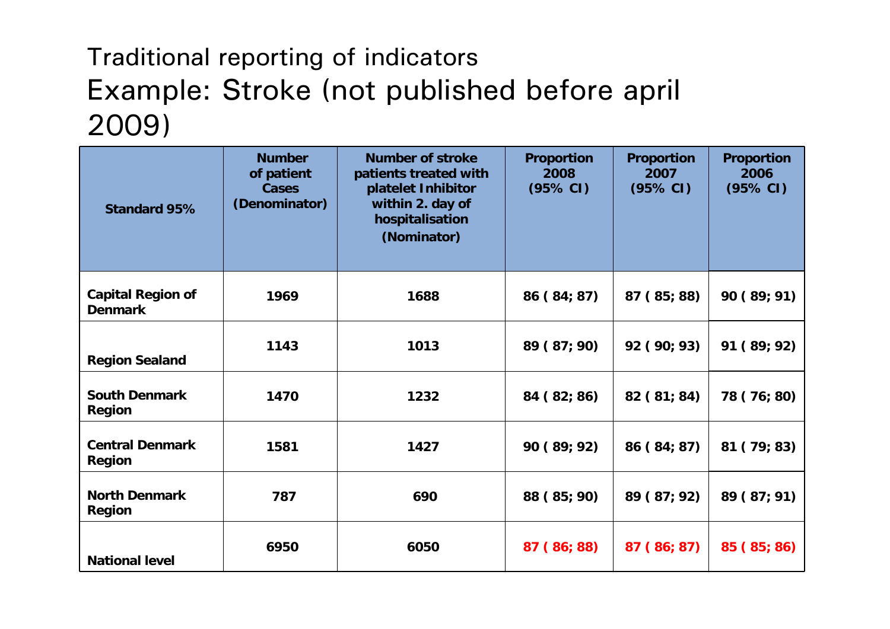# Traditional reporting of indicators

## Example: Stroke (not published before april 2009)

| Standard 95% | Number of patient Cases (Denominator) | Number of stroke patients treated with platelet Inhibitor within 2. day of hospitalisation (Nominator) | Proportion 2008 (95% CI) | Proportion 2007 (95% CI) | Proportion 2006 (95% CI) |
|---|---|---|---|---|---|
| **Capital Region of Denmark** | 1969 | 1688 | 86 ( 84; 87) | 87 ( 85; 88) | 90 ( 89; 91) |
| **Region Sealand** | 1143 | 1013 | 89 ( 87; 90) | 92 ( 90; 93) | 91 ( 89; 92) |
| **South Denmark Region** | 1470 | 1232 | 84 ( 82; 86) | 82 ( 81; 84) | 78 ( 76; 80) |
| **Central Denmark Region** | 1581 | 1427 | 90 ( 89; 92) | 86 ( 84; 87) | 81 ( 79; 83) |
| **North Denmark Region** | 787 | 690 | 88 ( 85; 90) | 89 ( 87; 92) | 89 ( 87; 91) |
| **National level** | 6950 | 6050 | 87 ( 86; 88) | 87 ( 86; 87) | 85 ( 85; 86) |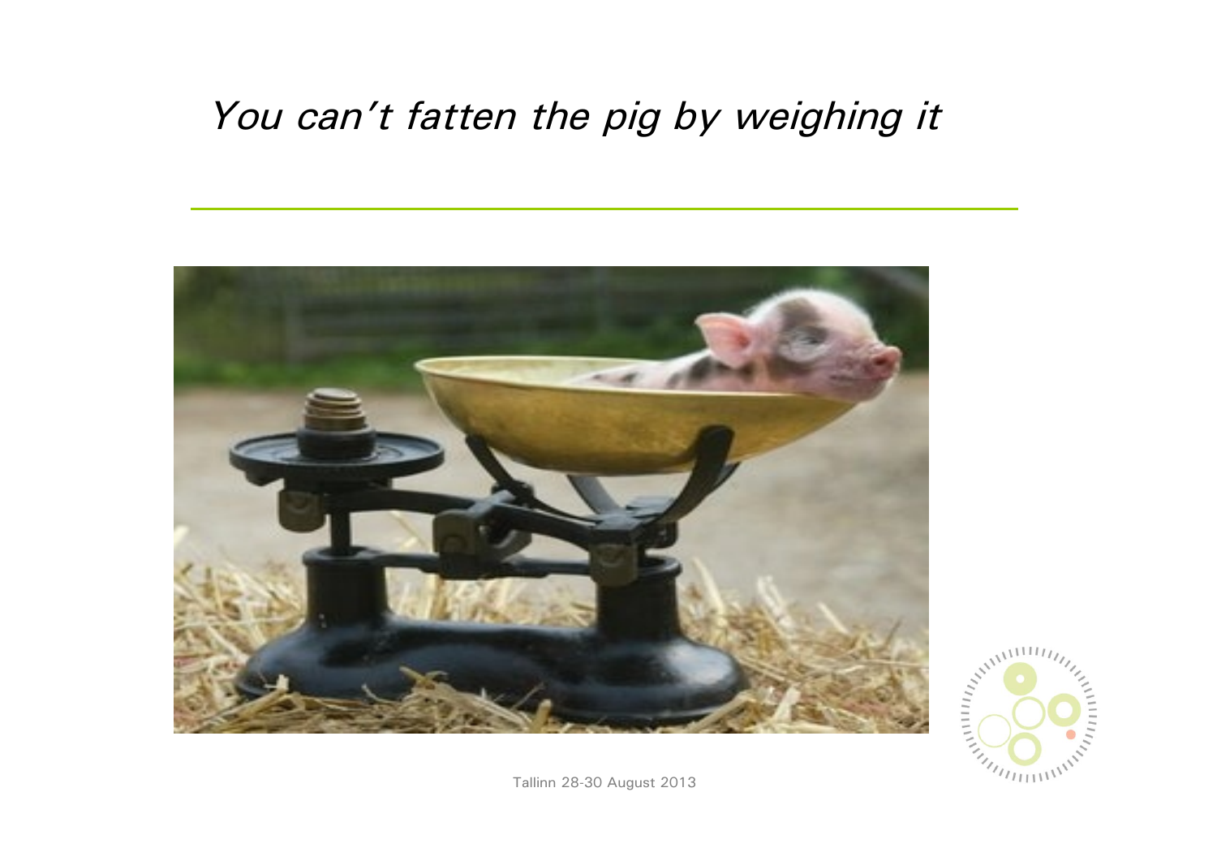# *You can't fatten the pig by weighing it*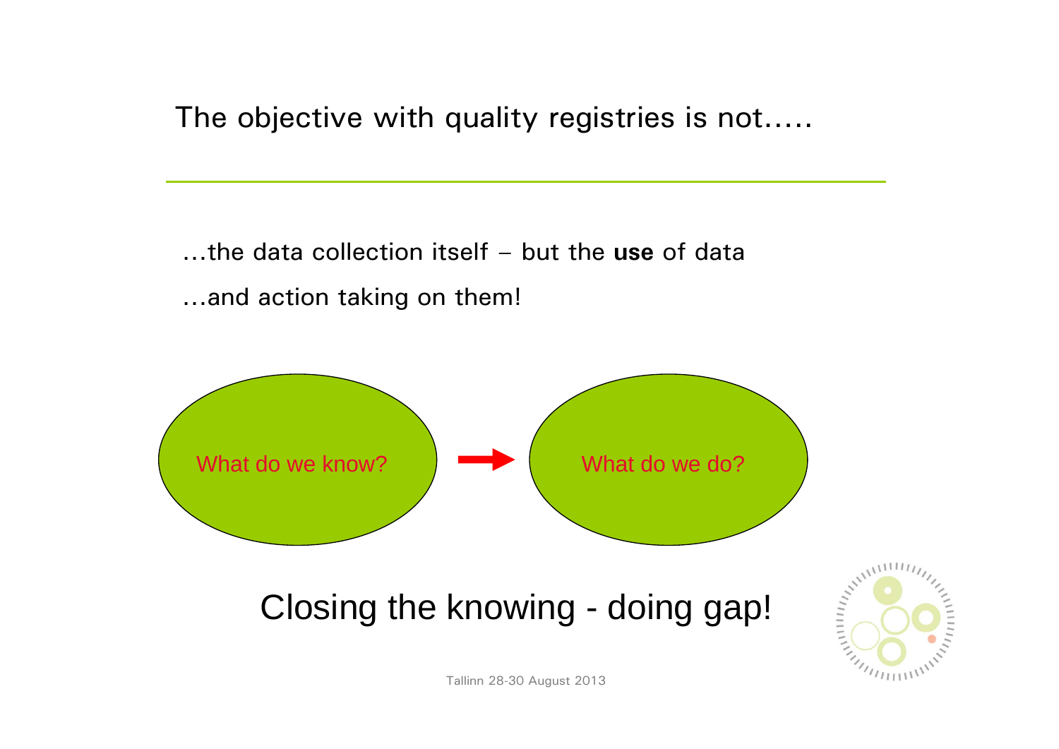## The objective with quality registries is not.....

...the data collection itself – but the **use** of data

...and action taking on them!

What do we know? → What do we do?

# Closing the knowing - doing gap!

Tallinn 28-30 August 2013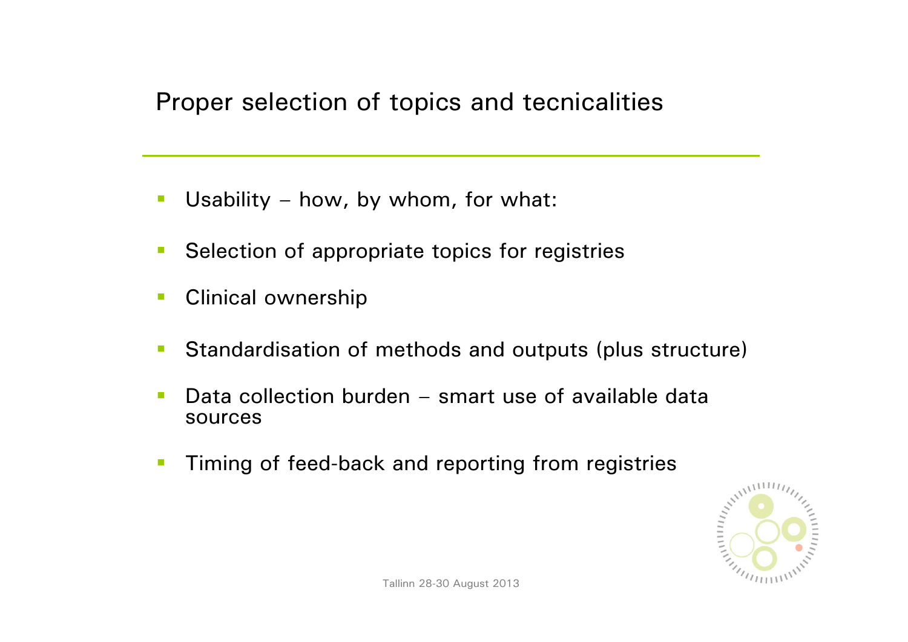# Proper selection of topics and tecnicalities

- Usability – how, by whom, for what:
- Selection of appropriate topics for registries
- Clinical ownership
- Standardisation of methods and outputs (plus structure)
- Data collection burden – smart use of available data sources
- Timing of feed-back and reporting from registries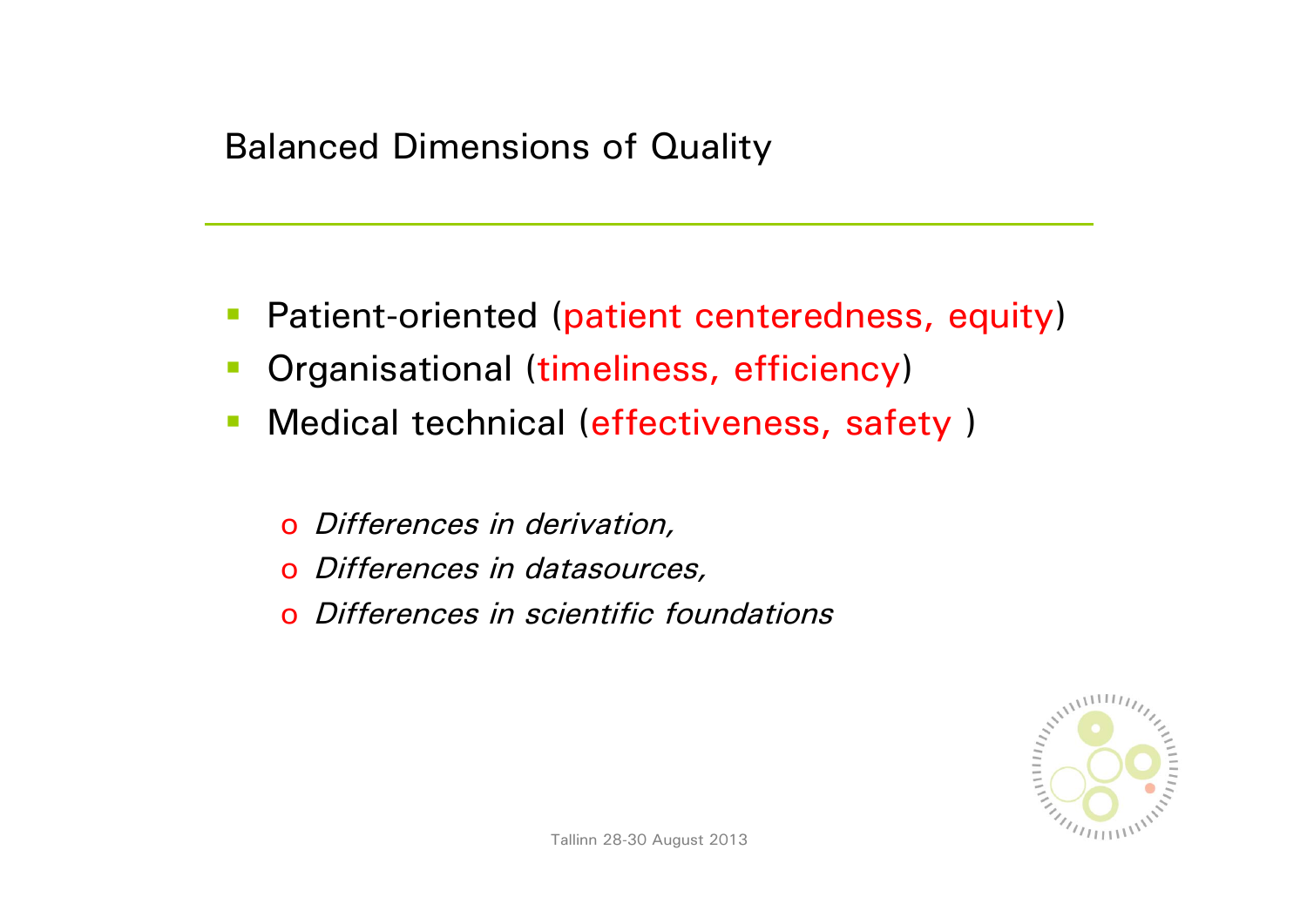## Balanced Dimensions of Quality

- Patient-oriented (patient centeredness, equity)
- Organisational (timeliness, efficiency)
- Medical technical (effectiveness, safety )

  - *Differences in derivation,*
  - *Differences in datasources,*
  - *Differences in scientific foundations*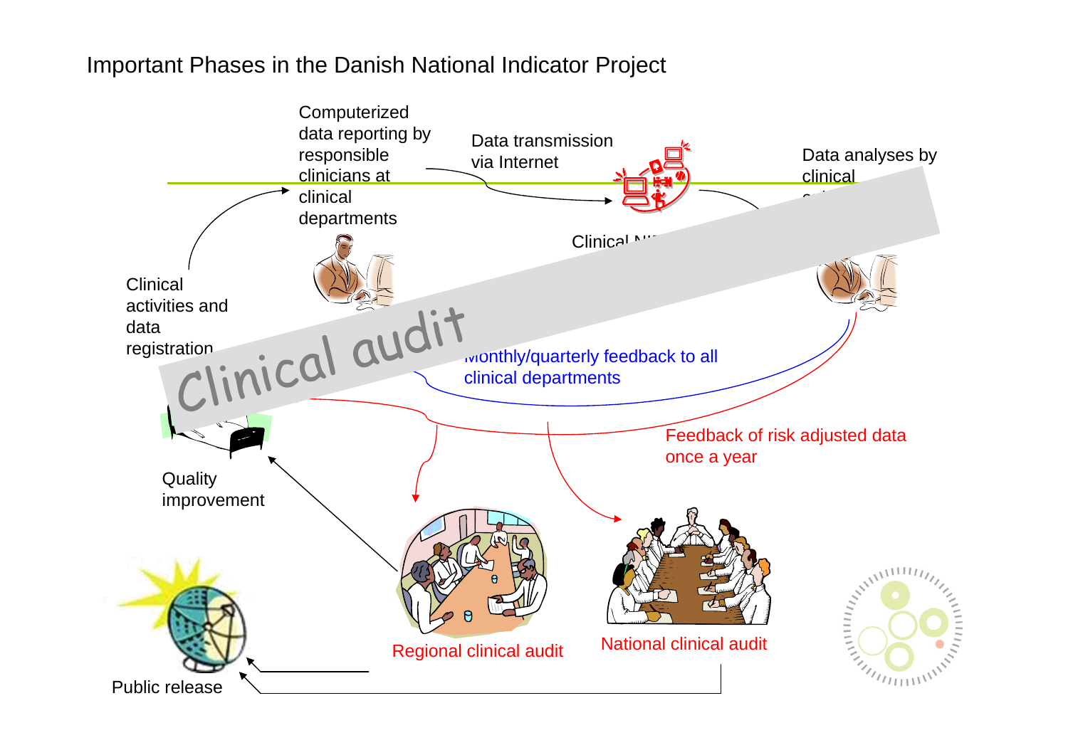Important Phases in the Danish National Indicator Project

Computerized data reporting by responsible clinicians at clinical departments

Data transmission via Internet

Data analyses by clinical

Clinical N

Clinical activities and data registration

Clinical audit

Monthly/quarterly feedback to all clinical departments

Feedback of risk adjusted data once a year

Quality improvement

Regional clinical audit

National clinical audit

Public release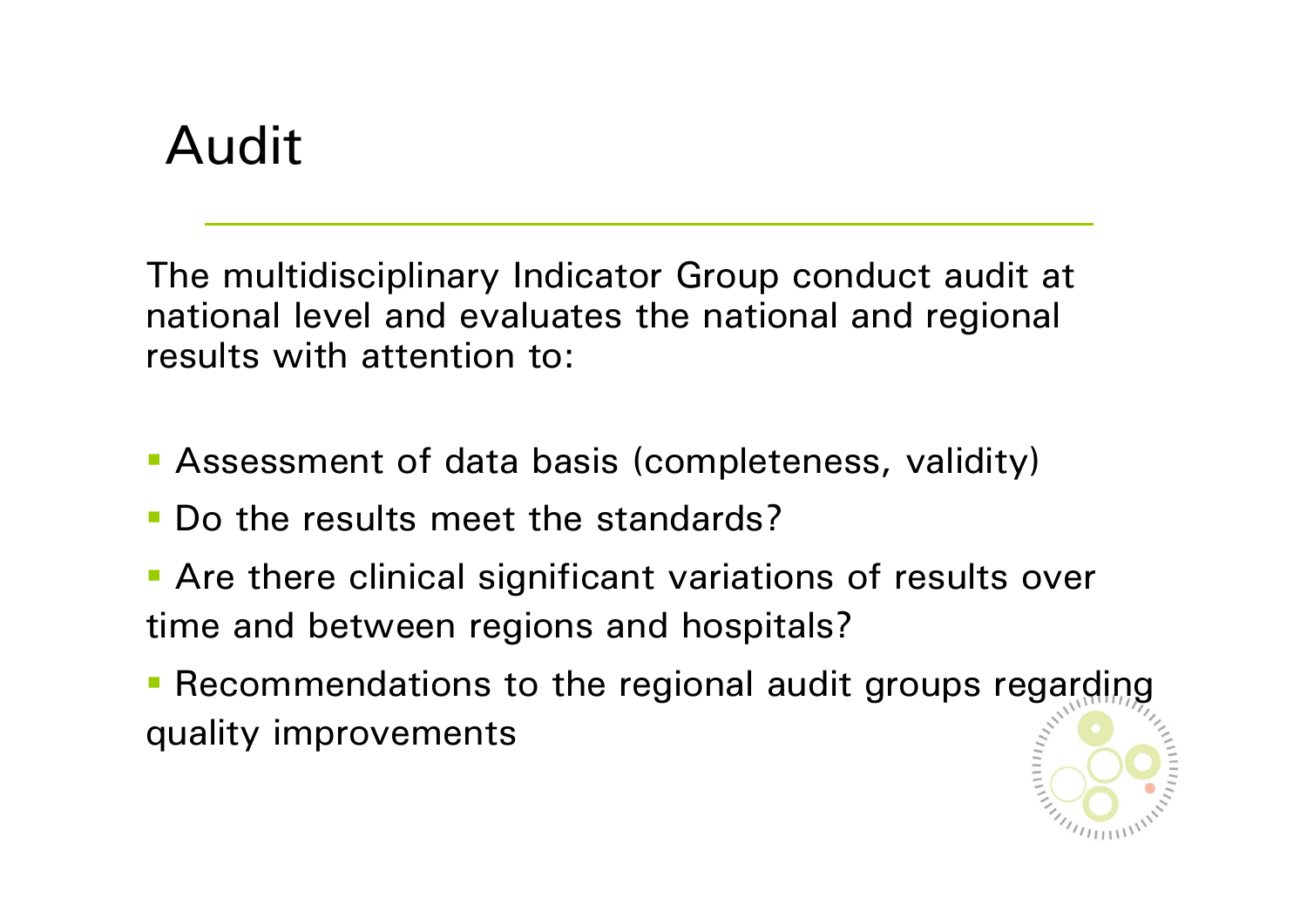# Audit

The multidisciplinary Indicator Group conduct audit at national level and evaluates the national and regional results with attention to:

- Assessment of data basis (completeness, validity)
- Do the results meet the standards?
- Are there clinical significant variations of results over time and between regions and hospitals?
- Recommendations to the regional audit groups regarding quality improvements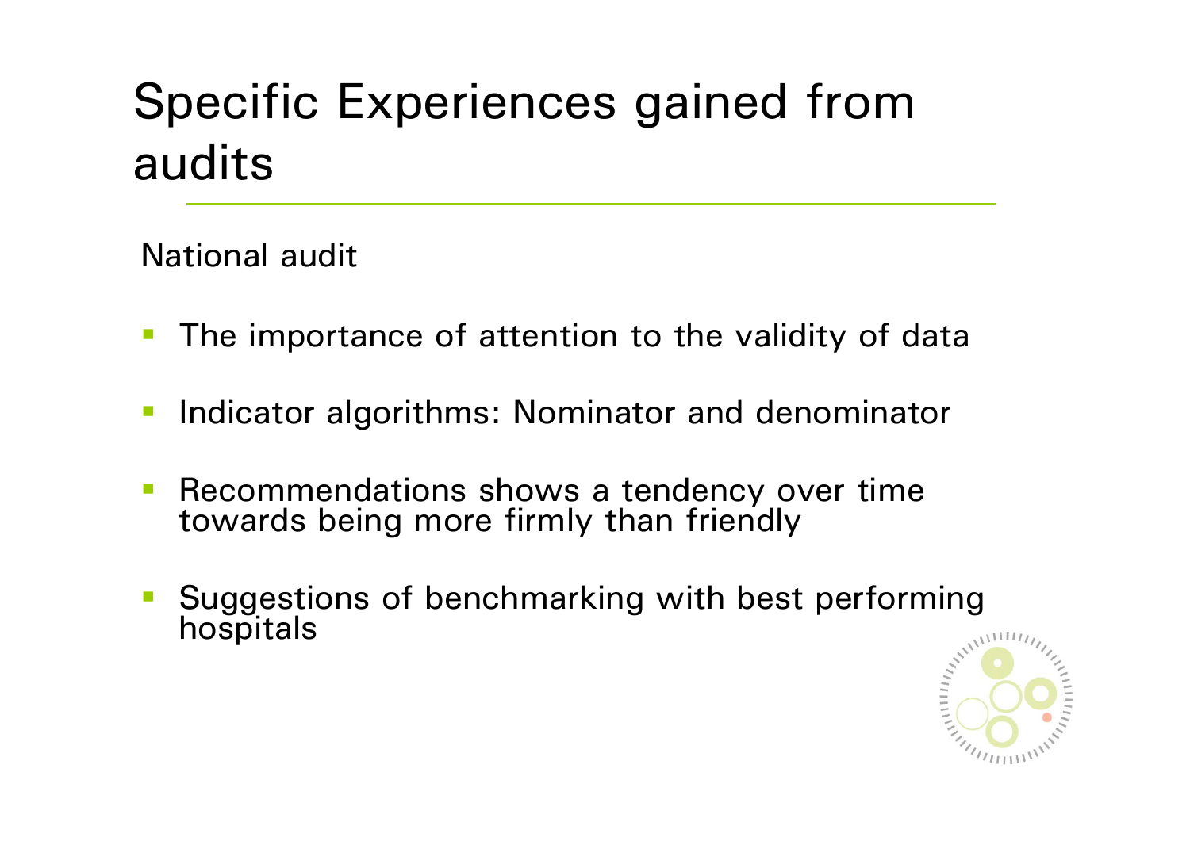# Specific Experiences gained from audits

National audit

- The importance of attention to the validity of data
- Indicator algorithms: Nominator and denominator
- Recommendations shows a tendency over time towards being more firmly than friendly
- Suggestions of benchmarking with best performing hospitals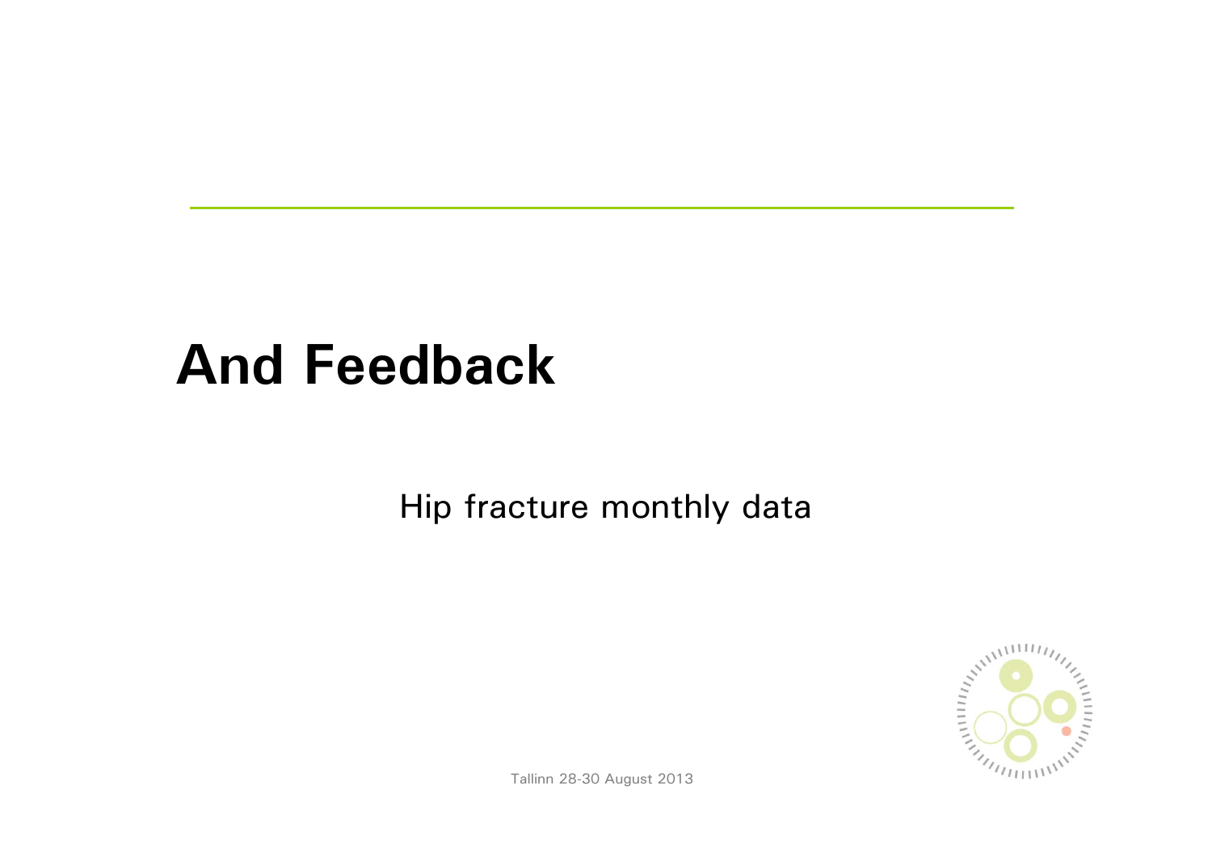# And Feedback

Hip fracture monthly data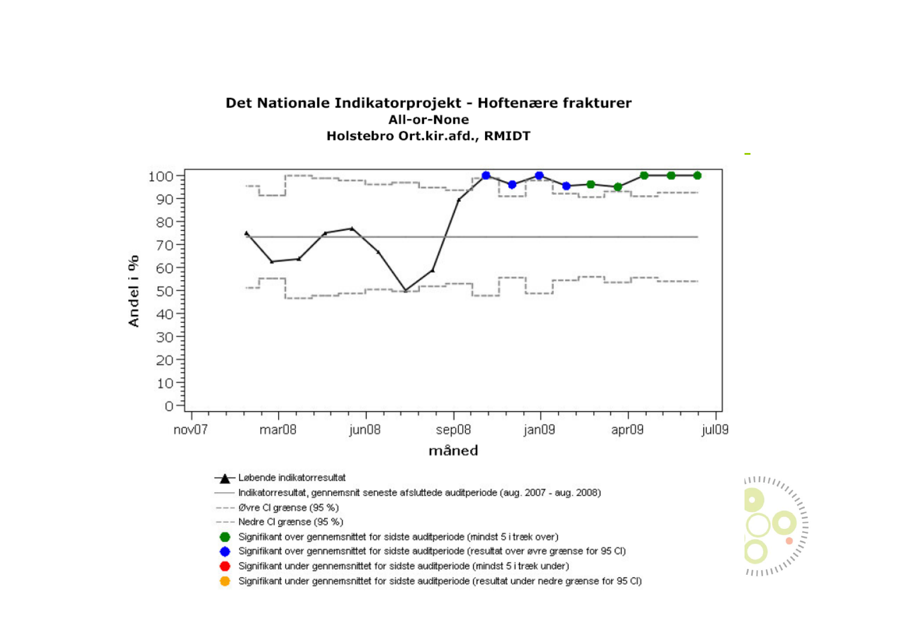Det Nationale Indikatorprojekt - Hoftenære frakturer

All-or-None

Holstebro Ort.kir.afd., RMIDT

Andel i %

100
90
80
70
60
50
40
30
20
10
0

nov07
mar08
jun08
sep08
jan09
apr09
jul09

måned

Løbende indikatorresultat

Indikatorresultat, gennemsnit seneste afsluttede auditperiode (aug. 2007 - aug. 2008)

Øvre CI grænse (95 %)

Nedre CI grænse (95 %)

Signifikant over gennemsnittet for sidste auditperiode (mindst 5 i træk over)

Signifikant over gennemsnittet for sidste auditperiode (resultat over øvre grænse for 95 CI)

Signifikant under gennemsnittet for sidste auditperiode (mindst 5 i træk under)

Signifikant under gennemsnittet for sidste auditperiode (resultat under nedre grænse for 95 CI)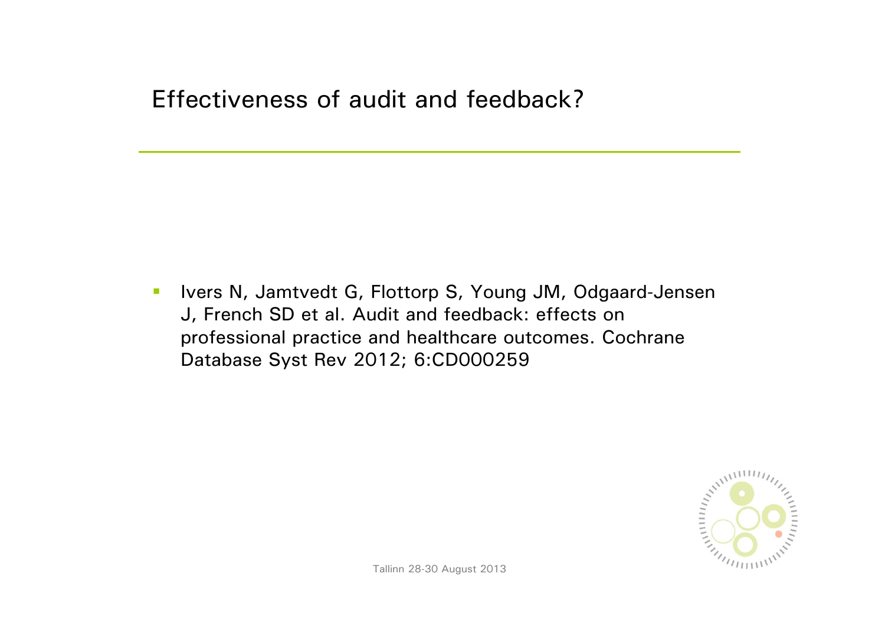# Effectiveness of audit and feedback?

- Ivers N, Jamtvedt G, Flottorp S, Young JM, Odgaard-Jensen J, French SD et al. Audit and feedback: effects on professional practice and healthcare outcomes. Cochrane Database Syst Rev 2012; 6:CD000259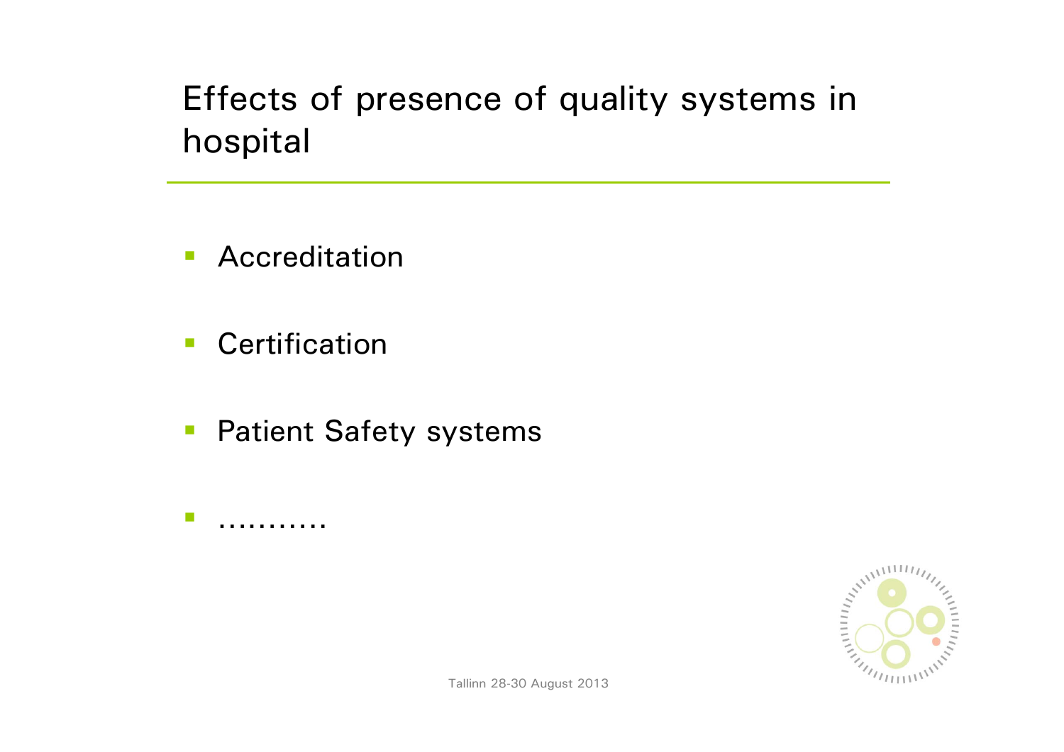# Effects of presence of quality systems in hospital

- Accreditation
- Certification
- Patient Safety systems
- ...........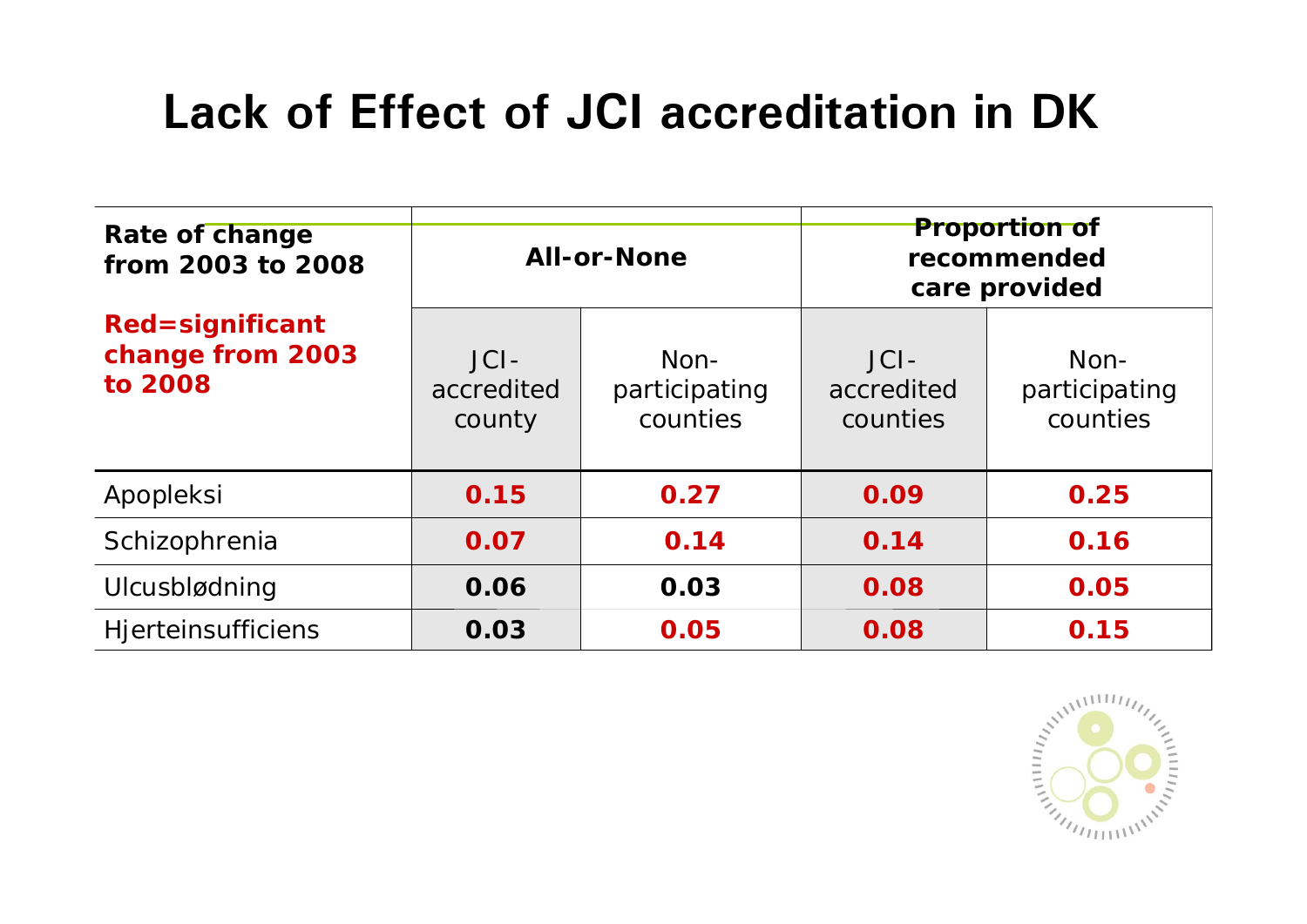# Lack of Effect of JCI accreditation in DK

| Rate of change from 2003 to 2008<br><br>Red=significant change from 2003 to 2008 | All-or-None | | Proportion of recommended care provided | |
|---|---|---|---|---|
| | JCI-accredited county | Non-participating counties | JCI-accredited counties | Non-participating counties |
| Apopleksi | **0.15** | **0.27** | **0.09** | **0.25** |
| Schizophrenia | **0.07** | **0.14** | **0.14** | **0.16** |
| Ulcusblødning | **0.06** | **0.03** | **0.08** | **0.05** |
| Hjerteinsufficiens | **0.03** | **0.05** | **0.08** | **0.15** |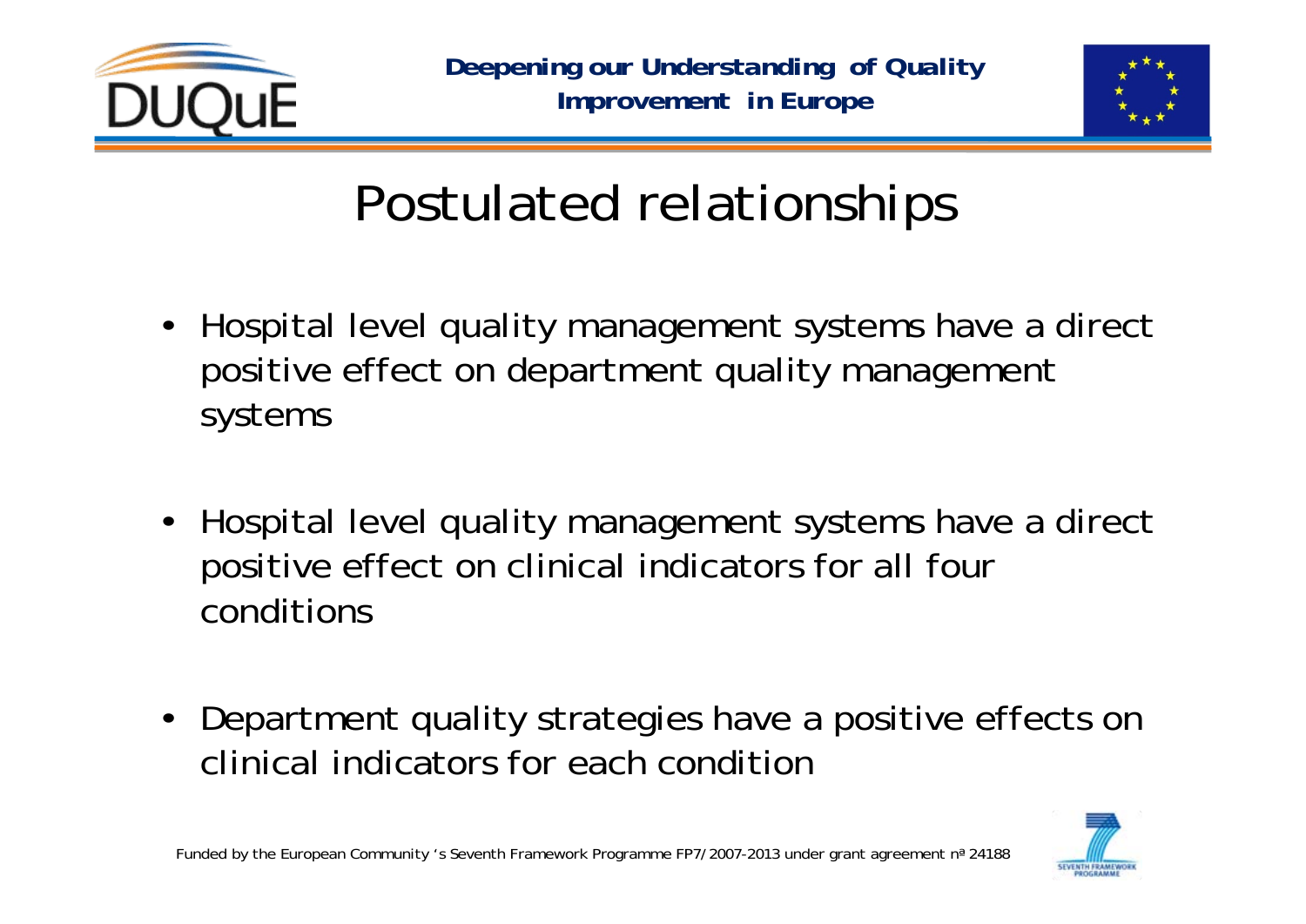# Postulated relationships

- Hospital level quality management systems have a direct positive effect on department quality management systems
- Hospital level quality management systems have a direct positive effect on clinical indicators for all four conditions
- Department quality strategies have a positive effects on clinical indicators for each condition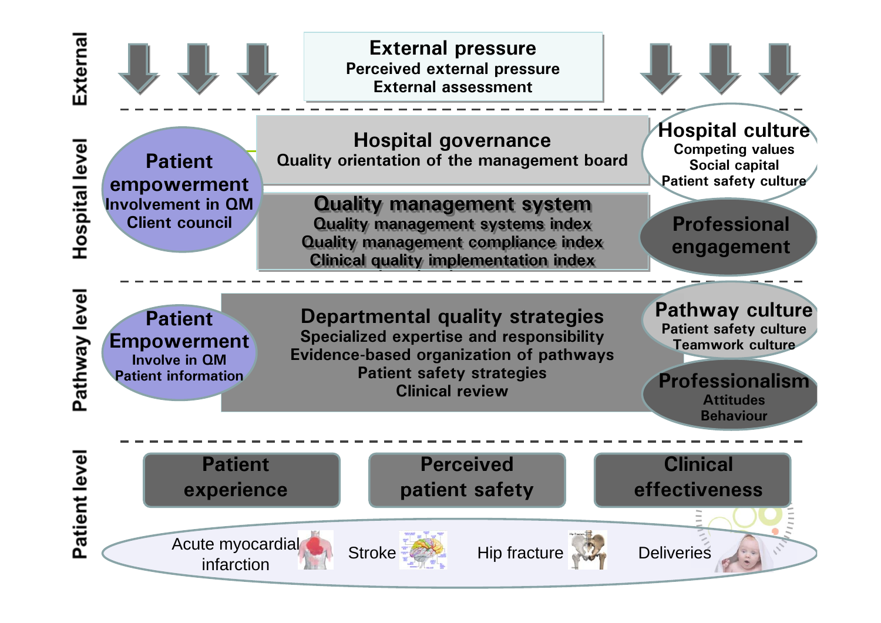External

External pressure
Perceived external pressure
External assessment

Hospital level

Patient empowerment
Involvement in QM
Client council

Hospital governance
Quality orientation of the management board

Hospital culture
Competing values
Social capital
Patient safety culture

Quality management system
Quality management systems index
Quality management compliance index
Clinical quality implementation index

Professional engagement

Pathway level

Patient Empowerment
Involve in QM
Patient information

Departmental quality strategies
Specialized expertise and responsibility
Evidence-based organization of pathways
Patient safety strategies
Clinical review

Pathway culture
Patient safety culture
Teamwork culture

Professionalism
Attitudes
Behaviour

Patient level

Patient experience

Perceived patient safety

Clinical effectiveness

Acute myocardial infarction

Stroke

Hip fracture

Deliveries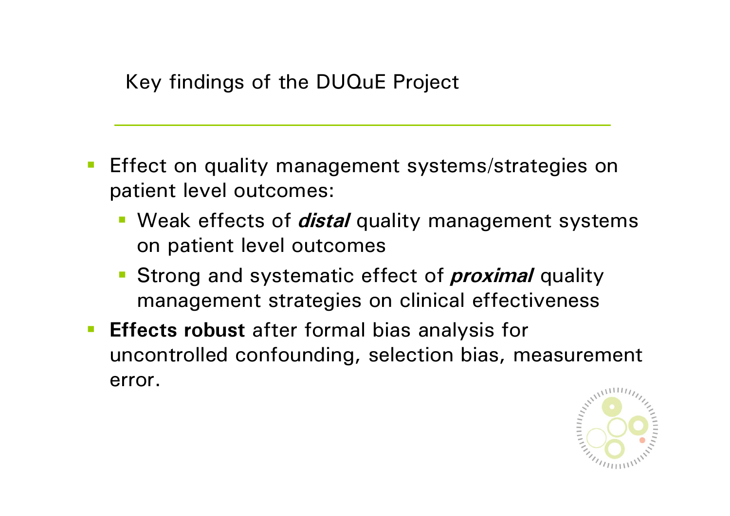## Key findings of the DUQuE Project

- Effect on quality management systems/strategies on patient level outcomes:
  - Weak effects of ***distal*** quality management systems on patient level outcomes
  - Strong and systematic effect of ***proximal*** quality management strategies on clinical effectiveness
- **Effects robust** after formal bias analysis for uncontrolled confounding, selection bias, measurement error.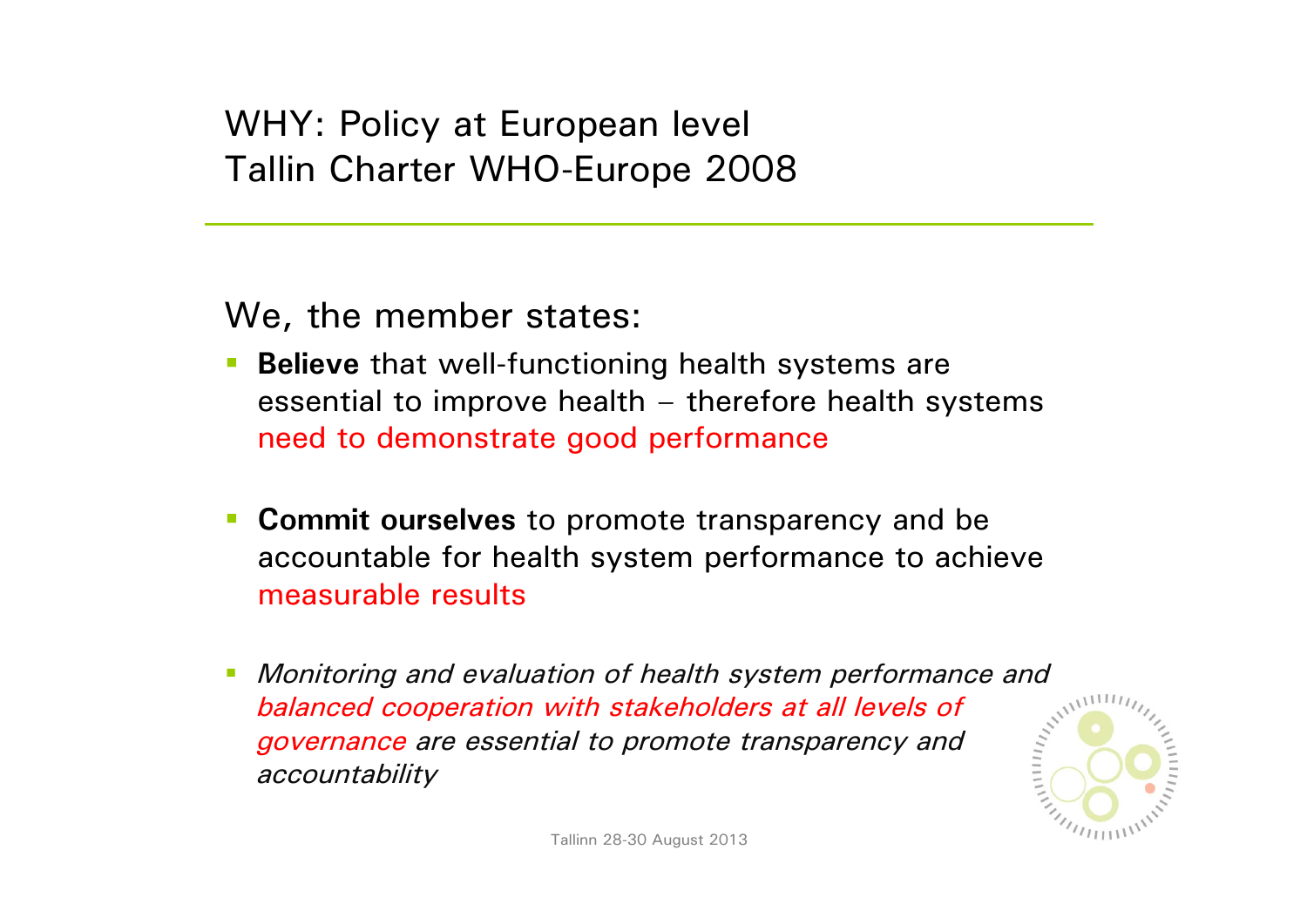# WHY: Policy at European level
# Tallin Charter WHO-Europe 2008

We, the member states:

- **Believe** that well-functioning health systems are essential to improve health – therefore health systems need to demonstrate good performance

- **Commit ourselves** to promote transparency and be accountable for health system performance to achieve measurable results

- *Monitoring and evaluation of health system performance and balanced cooperation with stakeholders at all levels of governance are essential to promote transparency and accountability*

Tallinn 28-30 August 2013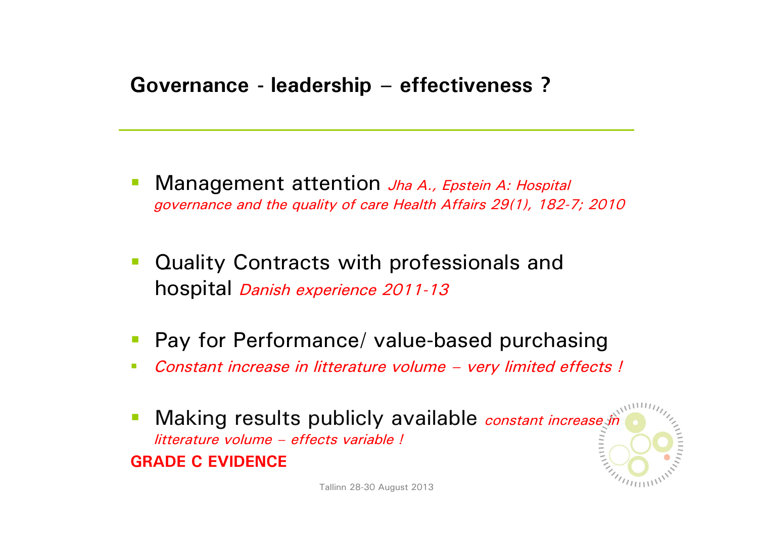## Governance - leadership – effectiveness ?

- Management attention *Jha A., Epstein A: Hospital governance and the quality of care Health Affairs 29(1), 182-7; 2010*
- Quality Contracts with professionals and hospital *Danish experience 2011-13*
- Pay for Performance/ value-based purchasing
- *Constant increase in litterature volume – very limited effects !*
- Making results publicly available *constant increase in litterature volume – effects variable !*

**GRADE C EVIDENCE**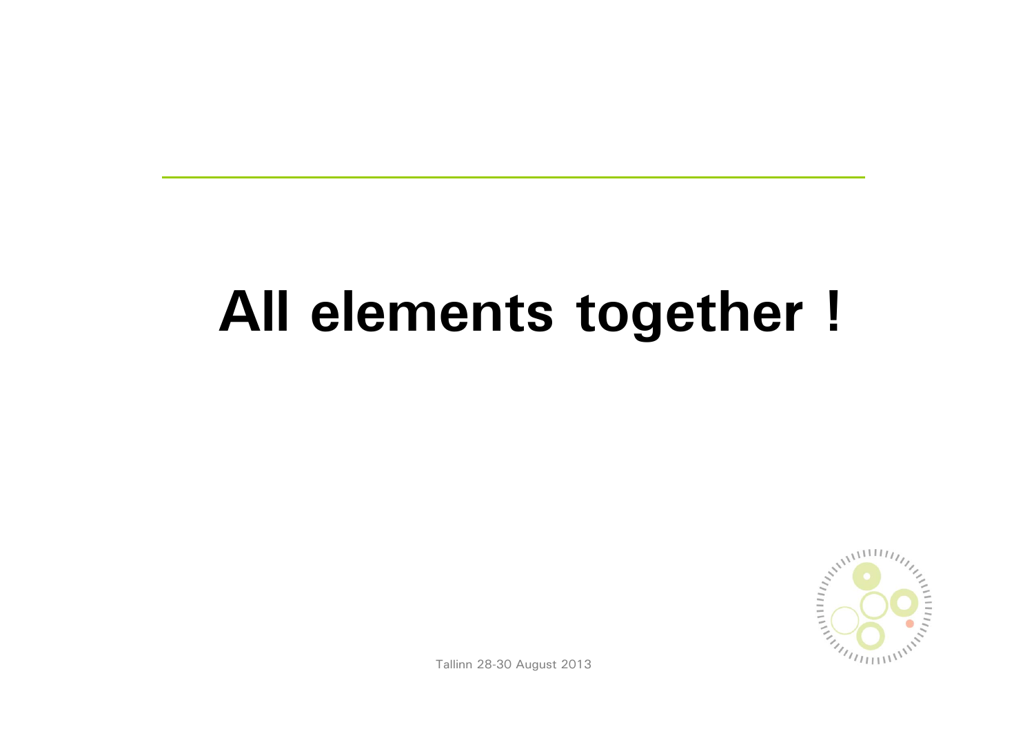# All elements together !